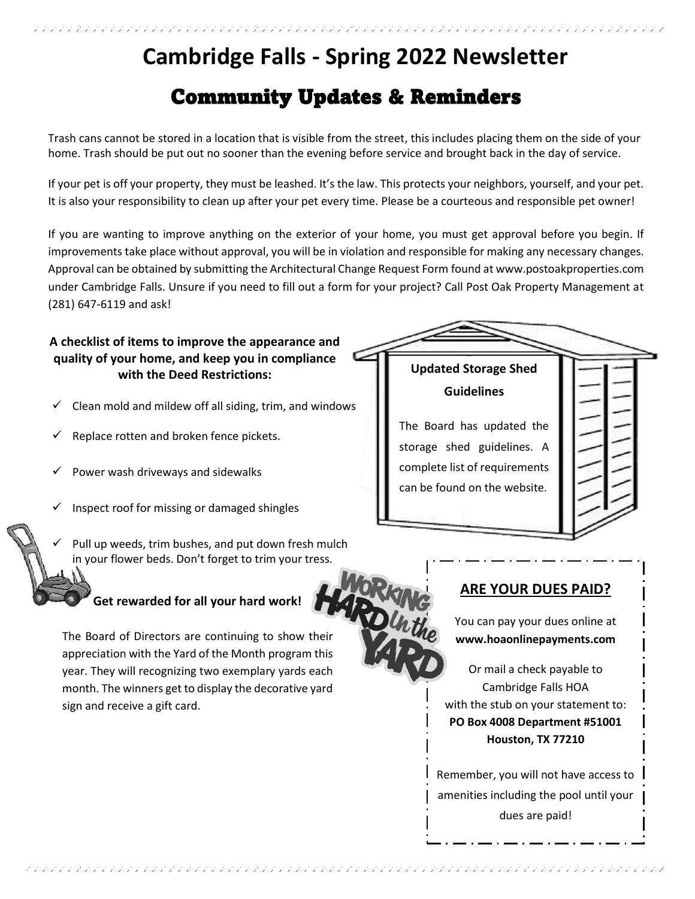# Cambridge Falls - Spring 2022 Newsletter

## Community Updates & Reminders

Trash cans cannot be stored in a location that is visible from the street, this includes placing them on the side of your home. Trash should be put out no sooner than the evening before service and brought back in the day of service.

If your pet is off your property, they must be leashed. It's the law. This protects your neighbors, yourself, and your pet. It is also your responsibility to clean up after your pet every time. Please be a courteous and responsible pet owner!

If you are wanting to improve anything on the exterior of your home, you must get approval before you begin. If improvements take place without approval, you will be in violation and responsible for making any necessary changes. Approval can be obtained by submitting the Architectural Change Request Form found at www.postoakproperties.com under Cambridge Falls. Unsure if you need to fill out a form for your project? Call Post Oak Property Management at (281) 647-6119 and ask!

**A checklist of items to improve the appearance and quality of your home, and keep you in compliance with the Deed Restrictions:**

- ✓ Clean mold and mildew off all siding, trim, and windows
- ✓ Replace rotten and broken fence pickets.
- ✓ Power wash driveways and sidewalks
- ✓ Inspect roof for missing or damaged shingles
- ✓ Pull up weeds, trim bushes, and put down fresh mulch in your flower beds. Don't forget to trim your tress.

**Get rewarded for all your hard work!**

The Board of Directors are continuing to show their appreciation with the Yard of the Month program this year. They will recognizing two exemplary yards each month. The winners get to display the decorative yard sign and receive a gift card.

**Updated Storage Shed Guidelines**

The Board has updated the storage shed guidelines. A complete list of requirements can be found on the website.

**ARE YOUR DUES PAID?**

You can pay your dues online at **www.hoaonlinepayments.com**

Or mail a check payable to Cambridge Falls HOA with the stub on your statement to:
**PO Box 4008 Department #51001**
**Houston, TX 77210**

Remember, you will not have access to amenities including the pool until your dues are paid!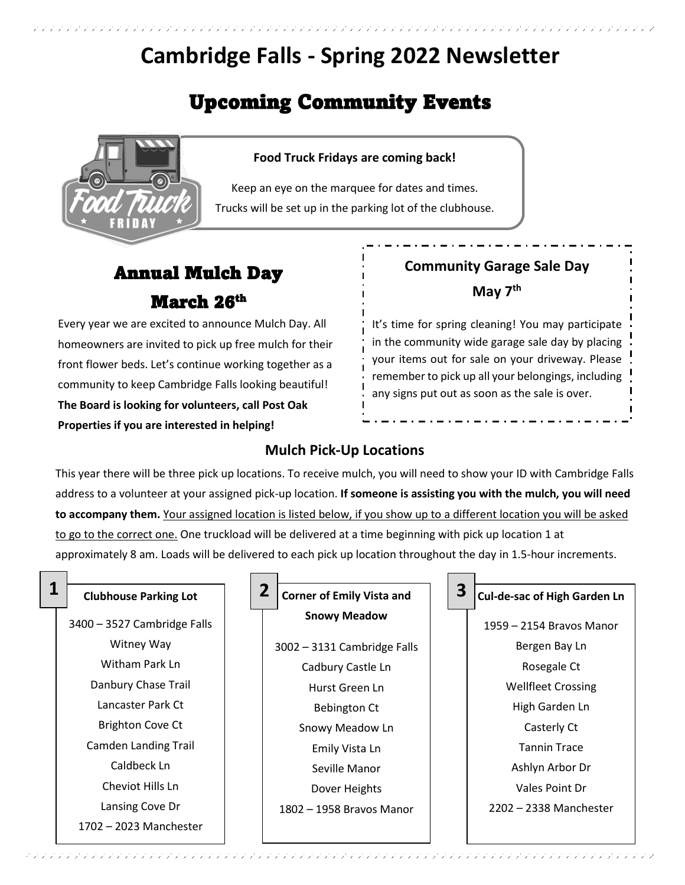# Cambridge Falls - Spring 2022 Newsletter

## Upcoming Community Events

**Food Truck Fridays are coming back!**

Keep an eye on the marquee for dates and times.
Trucks will be set up in the parking lot of the clubhouse.

## Annual Mulch Day

## March 26th

Every year we are excited to announce Mulch Day. All homeowners are invited to pick up free mulch for their front flower beds. Let's continue working together as a community to keep Cambridge Falls looking beautiful! **The Board is looking for volunteers, call Post Oak Properties if you are interested in helping!**

### Community Garage Sale Day

**May 7th**

It's time for spring cleaning! You may participate in the community wide garage sale day by placing your items out for sale on your driveway. Please remember to pick up all your belongings, including any signs put out as soon as the sale is over.

### Mulch Pick-Up Locations

This year there will be three pick up locations. To receive mulch, you will need to show your ID with Cambridge Falls address to a volunteer at your assigned pick-up location. **If someone is assisting you with the mulch, you will need to accompany them.** Your assigned location is listed below, if you show up to a different location you will be asked to go to the correct one. One truckload will be delivered at a time beginning with pick up location 1 at approximately 8 am. Loads will be delivered to each pick up location throughout the day in 1.5-hour increments.

**1 – Clubhouse Parking Lot**

- 3400 – 3527 Cambridge Falls
- Witney Way
- Witham Park Ln
- Danbury Chase Trail
- Lancaster Park Ct
- Brighton Cove Ct
- Camden Landing Trail
- Caldbeck Ln
- Cheviot Hills Ln
- Lansing Cove Dr
- 1702 – 2023 Manchester

**2 – Corner of Emily Vista and Snowy Meadow**

- 3002 – 3131 Cambridge Falls
- Cadbury Castle Ln
- Hurst Green Ln
- Bebington Ct
- Snowy Meadow Ln
- Emily Vista Ln
- Seville Manor
- Dover Heights
- 1802 – 1958 Bravos Manor

**3 – Cul-de-sac of High Garden Ln**

- 1959 – 2154 Bravos Manor
- Bergen Bay Ln
- Rosegale Ct
- Wellfleet Crossing
- High Garden Ln
- Casterly Ct
- Tannin Trace
- Ashlyn Arbor Dr
- Vales Point Dr
- 2202 – 2338 Manchester